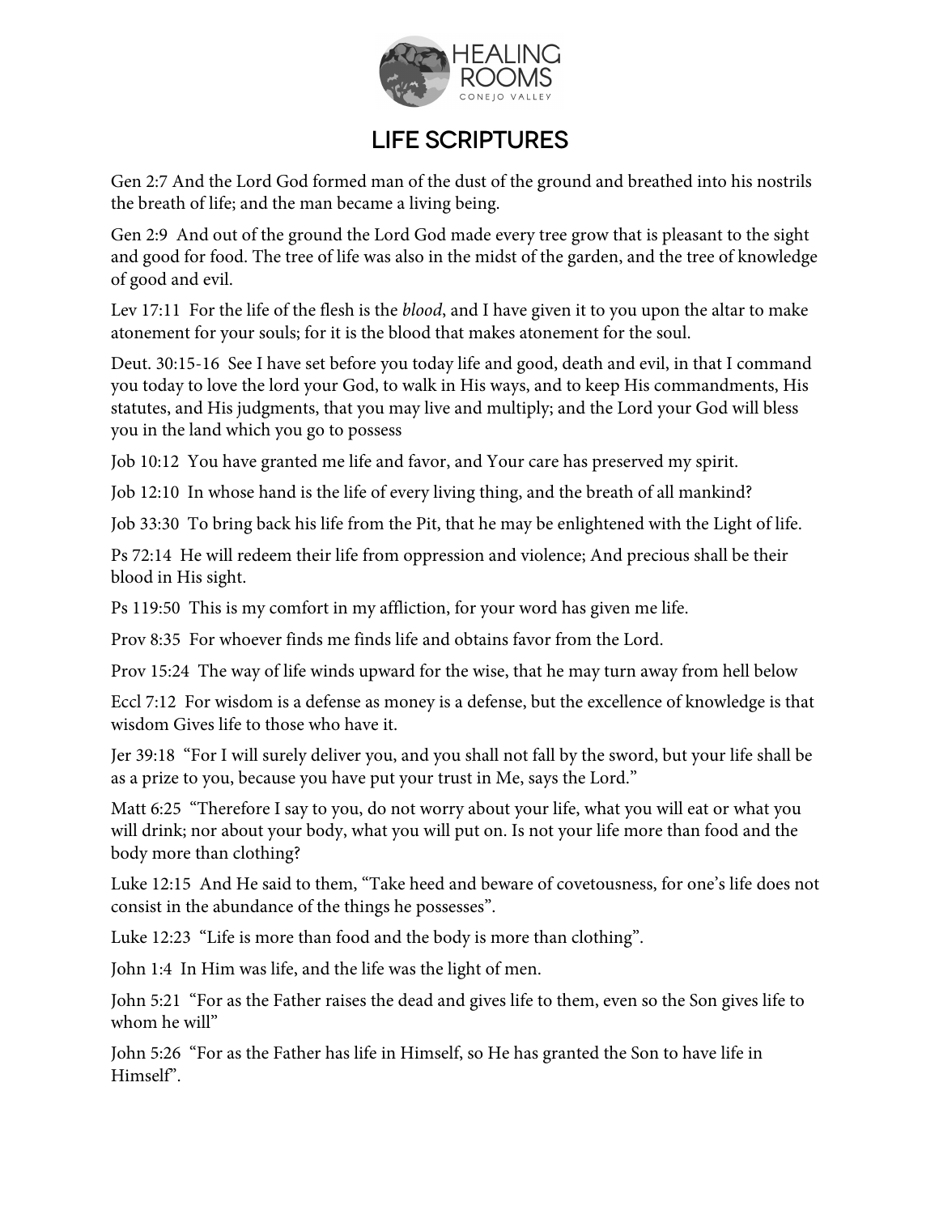HEALING ROOMS

CONEJO VALLEY

# LIFE SCRIPTURES

Gen 2:7 And the Lord God formed man of the dust of the ground and breathed into his nostrils the breath of life; and the man became a living being.

Gen 2:9 And out of the ground the Lord God made every tree grow that is pleasant to the sight and good for food. The tree of life was also in the midst of the garden, and the tree of knowledge of good and evil.

Lev 17:11 For the life of the flesh is the *blood*, and I have given it to you upon the altar to make atonement for your souls; for it is the blood that makes atonement for the soul.

Deut. 30:15-16 See I have set before you today life and good, death and evil, in that I command you today to love the lord your God, to walk in His ways, and to keep His commandments, His statutes, and His judgments, that you may live and multiply; and the Lord your God will bless you in the land which you go to possess

Job 10:12 You have granted me life and favor, and Your care has preserved my spirit.

Job 12:10 In whose hand is the life of every living thing, and the breath of all mankind?

Job 33:30 To bring back his life from the Pit, that he may be enlightened with the Light of life.

Ps 72:14 He will redeem their life from oppression and violence; And precious shall be their blood in His sight.

Ps 119:50 This is my comfort in my affliction, for your word has given me life.

Prov 8:35 For whoever finds me finds life and obtains favor from the Lord.

Prov 15:24 The way of life winds upward for the wise, that he may turn away from hell below

Eccl 7:12 For wisdom is a defense as money is a defense, but the excellence of knowledge is that wisdom Gives life to those who have it.

Jer 39:18 "For I will surely deliver you, and you shall not fall by the sword, but your life shall be as a prize to you, because you have put your trust in Me, says the Lord."

Matt 6:25 "Therefore I say to you, do not worry about your life, what you will eat or what you will drink; nor about your body, what you will put on. Is not your life more than food and the body more than clothing?

Luke 12:15 And He said to them, "Take heed and beware of covetousness, for one's life does not consist in the abundance of the things he possesses".

Luke 12:23 "Life is more than food and the body is more than clothing".

John 1:4 In Him was life, and the life was the light of men.

John 5:21 "For as the Father raises the dead and gives life to them, even so the Son gives life to whom he will"

John 5:26 "For as the Father has life in Himself, so He has granted the Son to have life in Himself".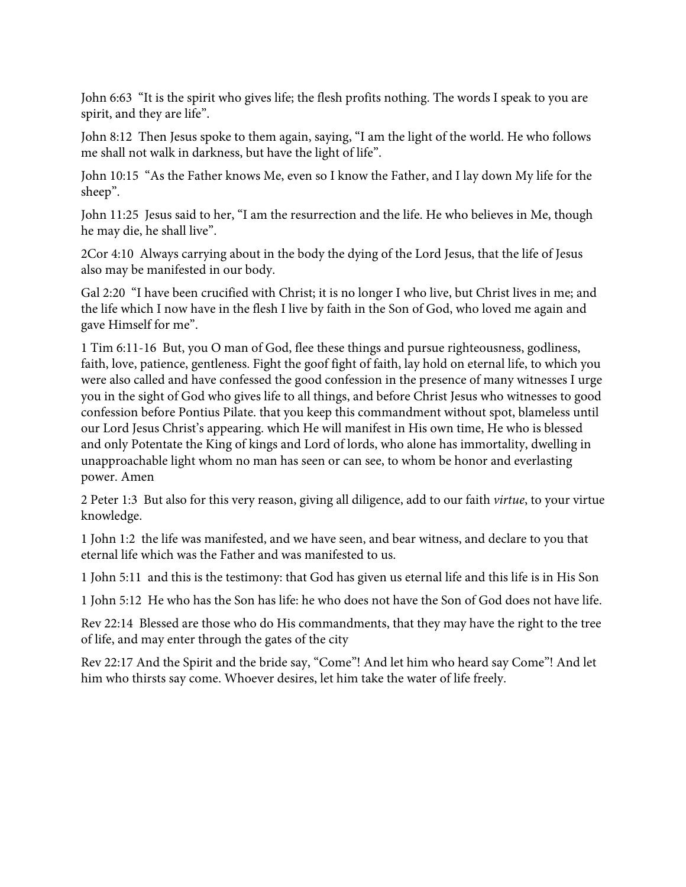John 6:63 “It is the spirit who gives life; the flesh profits nothing. The words I speak to you are spirit, and they are life”.

John 8:12 Then Jesus spoke to them again, saying, “I am the light of the world. He who follows me shall not walk in darkness, but have the light of life”.

John 10:15 “As the Father knows Me, even so I know the Father, and I lay down My life for the sheep”.

John 11:25 Jesus said to her, “I am the resurrection and the life. He who believes in Me, though he may die, he shall live”.

2Cor 4:10 Always carrying about in the body the dying of the Lord Jesus, that the life of Jesus also may be manifested in our body.

Gal 2:20 “I have been crucified with Christ; it is no longer I who live, but Christ lives in me; and the life which I now have in the flesh I live by faith in the Son of God, who loved me again and gave Himself for me”.

1 Tim 6:11-16 But, you O man of God, flee these things and pursue righteousness, godliness, faith, love, patience, gentleness. Fight the goof fight of faith, lay hold on eternal life, to which you were also called and have confessed the good confession in the presence of many witnesses I urge you in the sight of God who gives life to all things, and before Christ Jesus who witnesses to good confession before Pontius Pilate. that you keep this commandment without spot, blameless until our Lord Jesus Christ’s appearing. which He will manifest in His own time, He who is blessed and only Potentate the King of kings and Lord of lords, who alone has immortality, dwelling in unapproachable light whom no man has seen or can see, to whom be honor and everlasting power. Amen

2 Peter 1:3 But also for this very reason, giving all diligence, add to our faith *virtue*, to your virtue knowledge.

1 John 1:2 the life was manifested, and we have seen, and bear witness, and declare to you that eternal life which was the Father and was manifested to us.

1 John 5:11 and this is the testimony: that God has given us eternal life and this life is in His Son

1 John 5:12 He who has the Son has life: he who does not have the Son of God does not have life.

Rev 22:14 Blessed are those who do His commandments, that they may have the right to the tree of life, and may enter through the gates of the city

Rev 22:17 And the Spirit and the bride say, “Come”! And let him who heard say Come”! And let him who thirsts say come. Whoever desires, let him take the water of life freely.